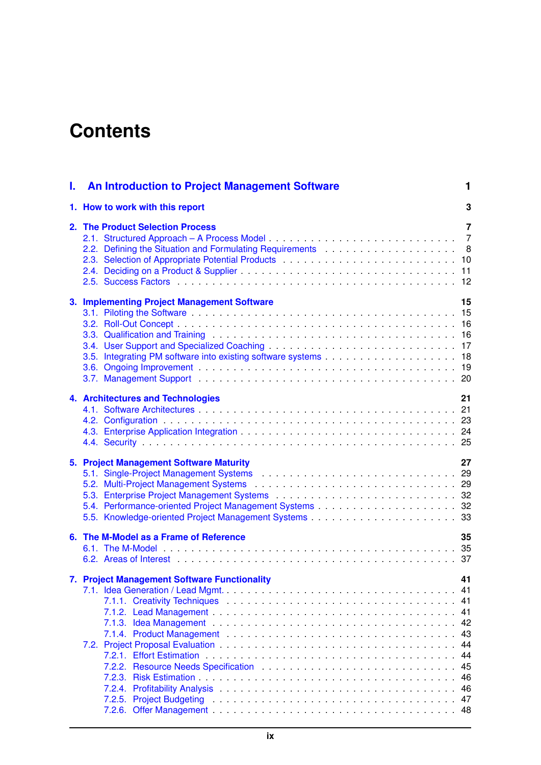# Contents

**I. An Introduction to Project Management Software** — 1

**1. How to work with this report** — 3

**2. The Product Selection Process** — 7
- 2.1. Structured Approach – A Process Model — 7
- 2.2. Defining the Situation and Formulating Requirements — 8
- 2.3. Selection of Appropriate Potential Products — 10
- 2.4. Deciding on a Product & Supplier — 11
- 2.5. Success Factors — 12

**3. Implementing Project Management Software** — 15
- 3.1. Piloting the Software — 15
- 3.2. Roll-Out Concept — 16
- 3.3. Qualification and Training — 16
- 3.4. User Support and Specialized Coaching — 17
- 3.5. Integrating PM software into existing software systems — 18
- 3.6. Ongoing Improvement — 19
- 3.7. Management Support — 20

**4. Architectures and Technologies** — 21
- 4.1. Software Architectures — 21
- 4.2. Configuration — 23
- 4.3. Enterprise Application Integration — 24
- 4.4. Security — 25

**5. Project Management Software Maturity** — 27
- 5.1. Single-Project Management Systems — 29
- 5.2. Multi-Project Management Systems — 29
- 5.3. Enterprise Project Management Systems — 32
- 5.4. Performance-oriented Project Management Systems — 32
- 5.5. Knowledge-oriented Project Management Systems — 33

**6. The M-Model as a Frame of Reference** — 35
- 6.1. The M-Model — 35
- 6.2. Areas of Interest — 37

**7. Project Management Software Functionality** — 41
- 7.1. Idea Generation / Lead Mgmt. — 41
  - 7.1.1. Creativity Techniques — 41
  - 7.1.2. Lead Management — 41
  - 7.1.3. Idea Management — 42
  - 7.1.4. Product Management — 43
- 7.2. Project Proposal Evaluation — 44
  - 7.2.1. Effort Estimation — 44
  - 7.2.2. Resource Needs Specification — 45
  - 7.2.3. Risk Estimation — 46
  - 7.2.4. Profitability Analysis — 46
  - 7.2.5. Project Budgeting — 47
  - 7.2.6. Offer Management — 48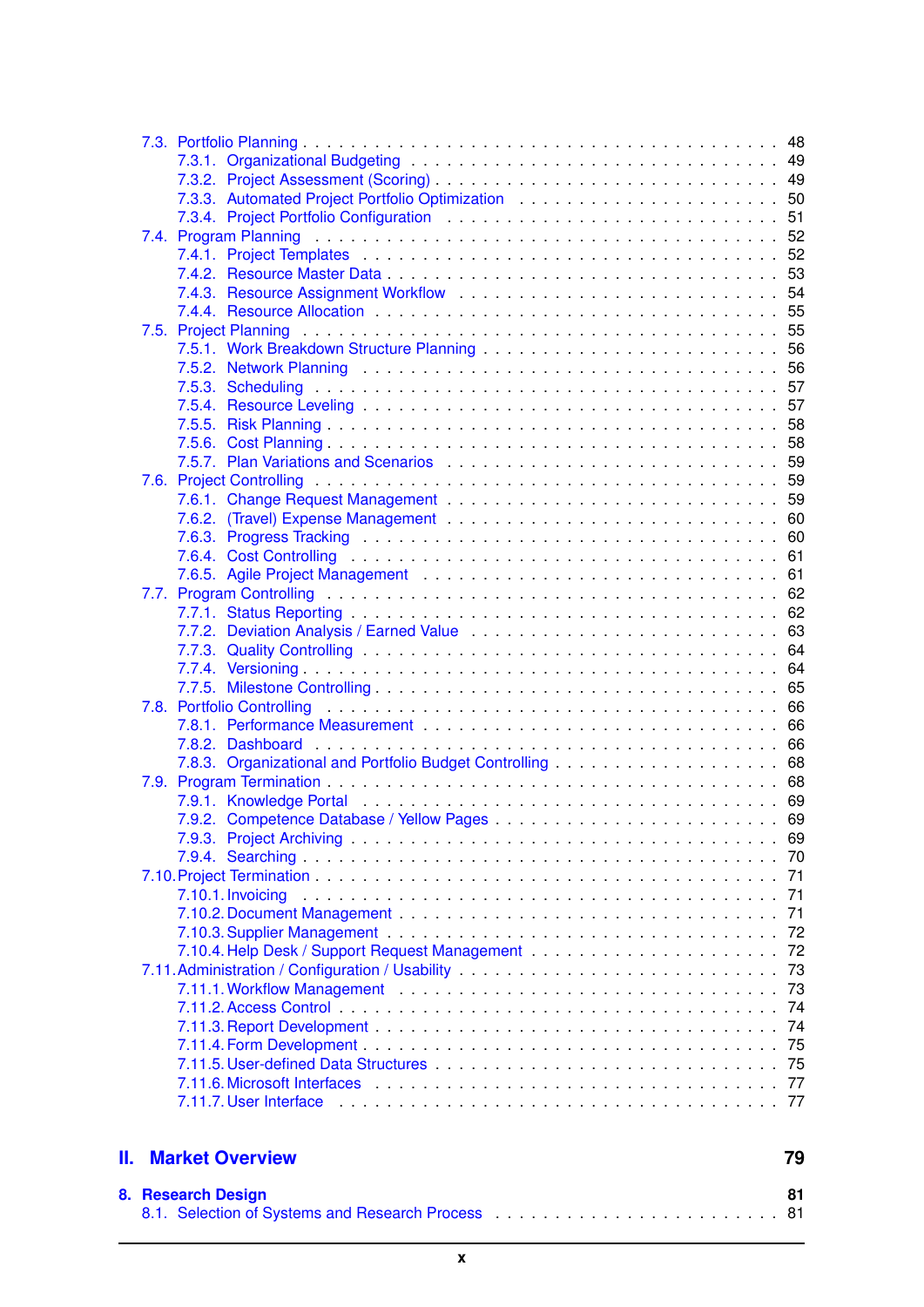7.3. Portfolio Planning . . . 48
  7.3.1. Organizational Budgeting . . . 49
  7.3.2. Project Assessment (Scoring) . . . 49
  7.3.3. Automated Project Portfolio Optimization . . . 50
  7.3.4. Project Portfolio Configuration . . . 51
7.4. Program Planning . . . 52
  7.4.1. Project Templates . . . 52
  7.4.2. Resource Master Data . . . 53
  7.4.3. Resource Assignment Workflow . . . 54
  7.4.4. Resource Allocation . . . 55
7.5. Project Planning . . . 55
  7.5.1. Work Breakdown Structure Planning . . . 56
  7.5.2. Network Planning . . . 56
  7.5.3. Scheduling . . . 57
  7.5.4. Resource Leveling . . . 57
  7.5.5. Risk Planning . . . 58
  7.5.6. Cost Planning . . . 58
  7.5.7. Plan Variations and Scenarios . . . 59
7.6. Project Controlling . . . 59
  7.6.1. Change Request Management . . . 59
  7.6.2. (Travel) Expense Management . . . 60
  7.6.3. Progress Tracking . . . 60
  7.6.4. Cost Controlling . . . 61
  7.6.5. Agile Project Management . . . 61
7.7. Program Controlling . . . 62
  7.7.1. Status Reporting . . . 62
  7.7.2. Deviation Analysis / Earned Value . . . 63
  7.7.3. Quality Controlling . . . 64
  7.7.4. Versioning . . . 64
  7.7.5. Milestone Controlling . . . 65
7.8. Portfolio Controlling . . . 66
  7.8.1. Performance Measurement . . . 66
  7.8.2. Dashboard . . . 66
  7.8.3. Organizational and Portfolio Budget Controlling . . . 68
7.9. Program Termination . . . 68
  7.9.1. Knowledge Portal . . . 69
  7.9.2. Competence Database / Yellow Pages . . . 69
  7.9.3. Project Archiving . . . 69
  7.9.4. Searching . . . 70
7.10. Project Termination . . . 71
  7.10.1. Invoicing . . . 71
  7.10.2. Document Management . . . 71
  7.10.3. Supplier Management . . . 72
  7.10.4. Help Desk / Support Request Management . . . 72
7.11. Administration / Configuration / Usability . . . 73
  7.11.1. Workflow Management . . . 73
  7.11.2. Access Control . . . 74
  7.11.3. Report Development . . . 74
  7.11.4. Form Development . . . 75
  7.11.5. User-defined Data Structures . . . 75
  7.11.6. Microsoft Interfaces . . . 77
  7.11.7. User Interface . . . 77

# II. Market Overview — 79

## 8. Research Design — 81

8.1. Selection of Systems and Research Process . . . 81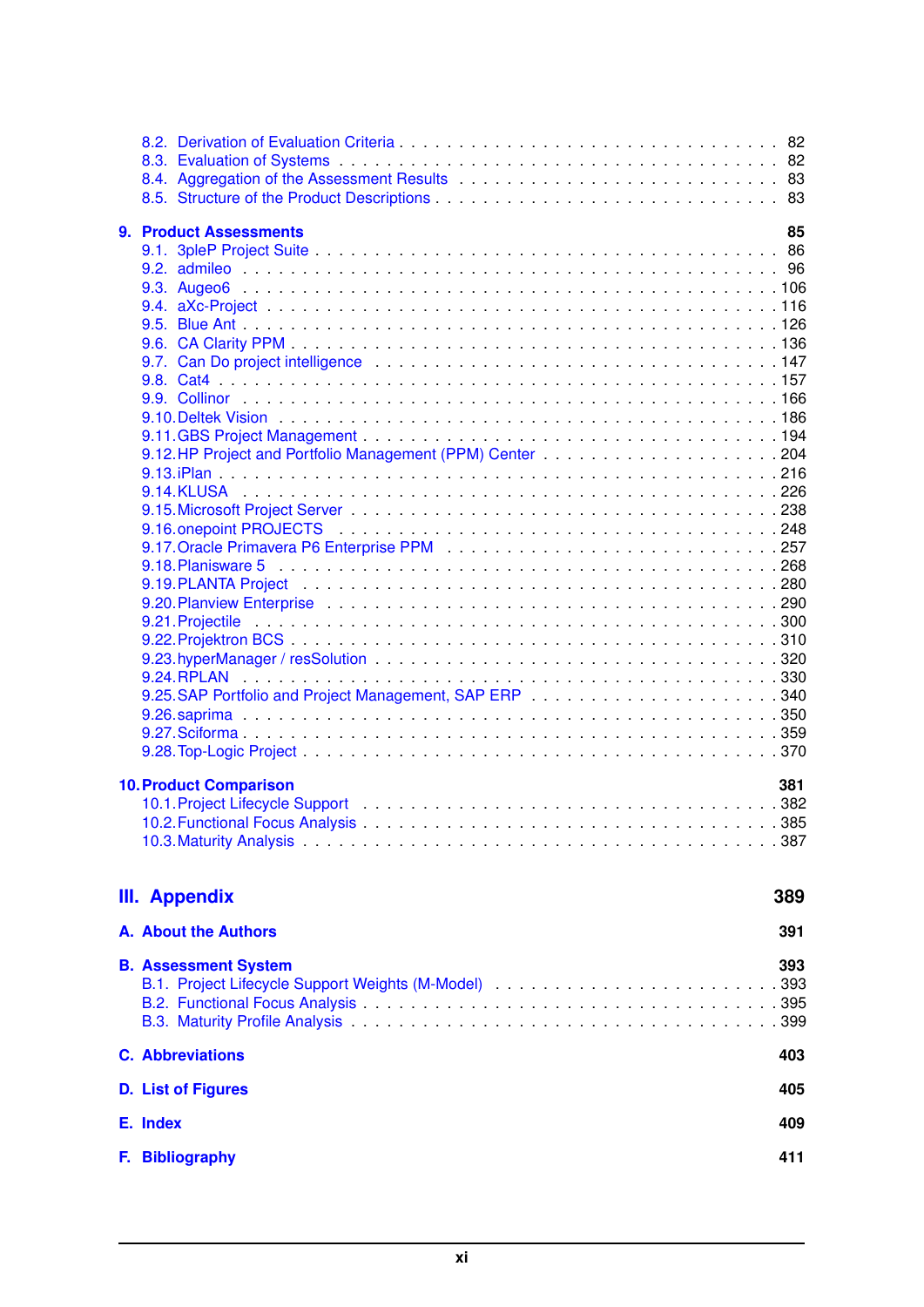8.2. Derivation of Evaluation Criteria . . . . . . . . . . . . . . . . . . . . . . . . . . . . . 82
8.3. Evaluation of Systems . . . . . . . . . . . . . . . . . . . . . . . . . . . . . . . . . . 82
8.4. Aggregation of the Assessment Results . . . . . . . . . . . . . . . . . . . . . . . . 83
8.5. Structure of the Product Descriptions . . . . . . . . . . . . . . . . . . . . . . . . . 83

**9. Product Assessments** **85**
9.1. 3pleP Project Suite . . . . . . . . . . . . . . . . . . . . . . . . . . . . . . . . . . 86
9.2. admileo . . . . . . . . . . . . . . . . . . . . . . . . . . . . . . . . . . . . . . . 96
9.3. Augeo6 . . . . . . . . . . . . . . . . . . . . . . . . . . . . . . . . . . . . . . . 106
9.4. aXc-Project . . . . . . . . . . . . . . . . . . . . . . . . . . . . . . . . . . . . . 116
9.5. Blue Ant . . . . . . . . . . . . . . . . . . . . . . . . . . . . . . . . . . . . . . 126
9.6. CA Clarity PPM . . . . . . . . . . . . . . . . . . . . . . . . . . . . . . . . . . . 136
9.7. Can Do project intelligence . . . . . . . . . . . . . . . . . . . . . . . . . . . . . 147
9.8. Cat4 . . . . . . . . . . . . . . . . . . . . . . . . . . . . . . . . . . . . . . . . . 157
9.9. Collinor . . . . . . . . . . . . . . . . . . . . . . . . . . . . . . . . . . . . . . . 166
9.10. Deltek Vision . . . . . . . . . . . . . . . . . . . . . . . . . . . . . . . . . . . . 186
9.11. GBS Project Management . . . . . . . . . . . . . . . . . . . . . . . . . . . . . . 194
9.12. HP Project and Portfolio Management (PPM) Center . . . . . . . . . . . . . . . . . 204
9.13. iPlan . . . . . . . . . . . . . . . . . . . . . . . . . . . . . . . . . . . . . . . . 216
9.14. KLUSA . . . . . . . . . . . . . . . . . . . . . . . . . . . . . . . . . . . . . . . 226
9.15. Microsoft Project Server . . . . . . . . . . . . . . . . . . . . . . . . . . . . . . . 238
9.16. onepoint PROJECTS . . . . . . . . . . . . . . . . . . . . . . . . . . . . . . . . 248
9.17. Oracle Primavera P6 Enterprise PPM . . . . . . . . . . . . . . . . . . . . . . . . 257
9.18. Planisware 5 . . . . . . . . . . . . . . . . . . . . . . . . . . . . . . . . . . . . 268
9.19. PLANTA Project . . . . . . . . . . . . . . . . . . . . . . . . . . . . . . . . . . 280
9.20. Planview Enterprise . . . . . . . . . . . . . . . . . . . . . . . . . . . . . . . . . 290
9.21. Projectile . . . . . . . . . . . . . . . . . . . . . . . . . . . . . . . . . . . . . . 300
9.22. Projektron BCS . . . . . . . . . . . . . . . . . . . . . . . . . . . . . . . . . . . 310
9.23. hyperManager / resSolution . . . . . . . . . . . . . . . . . . . . . . . . . . . . . 320
9.24. RPLAN . . . . . . . . . . . . . . . . . . . . . . . . . . . . . . . . . . . . . . . 330
9.25. SAP Portfolio and Project Management, SAP ERP . . . . . . . . . . . . . . . . . . 340
9.26. saprima . . . . . . . . . . . . . . . . . . . . . . . . . . . . . . . . . . . . . . . 350
9.27. Sciforma . . . . . . . . . . . . . . . . . . . . . . . . . . . . . . . . . . . . . . 359
9.28. Top-Logic Project . . . . . . . . . . . . . . . . . . . . . . . . . . . . . . . . . . 370

**10. Product Comparison** **381**
10.1. Project Lifecycle Support . . . . . . . . . . . . . . . . . . . . . . . . . . . . . . 382
10.2. Functional Focus Analysis . . . . . . . . . . . . . . . . . . . . . . . . . . . . . . 385
10.3. Maturity Analysis . . . . . . . . . . . . . . . . . . . . . . . . . . . . . . . . . . 387

# III. Appendix 389

**A. About the Authors** **391**

**B. Assessment System** **393**
B.1. Project Lifecycle Support Weights (M-Model) . . . . . . . . . . . . . . . . . . . . 393
B.2. Functional Focus Analysis . . . . . . . . . . . . . . . . . . . . . . . . . . . . . . 395
B.3. Maturity Profile Analysis . . . . . . . . . . . . . . . . . . . . . . . . . . . . . . 399

**C. Abbreviations** **403**

**D. List of Figures** **405**

**E. Index** **409**

**F. Bibliography** **411**